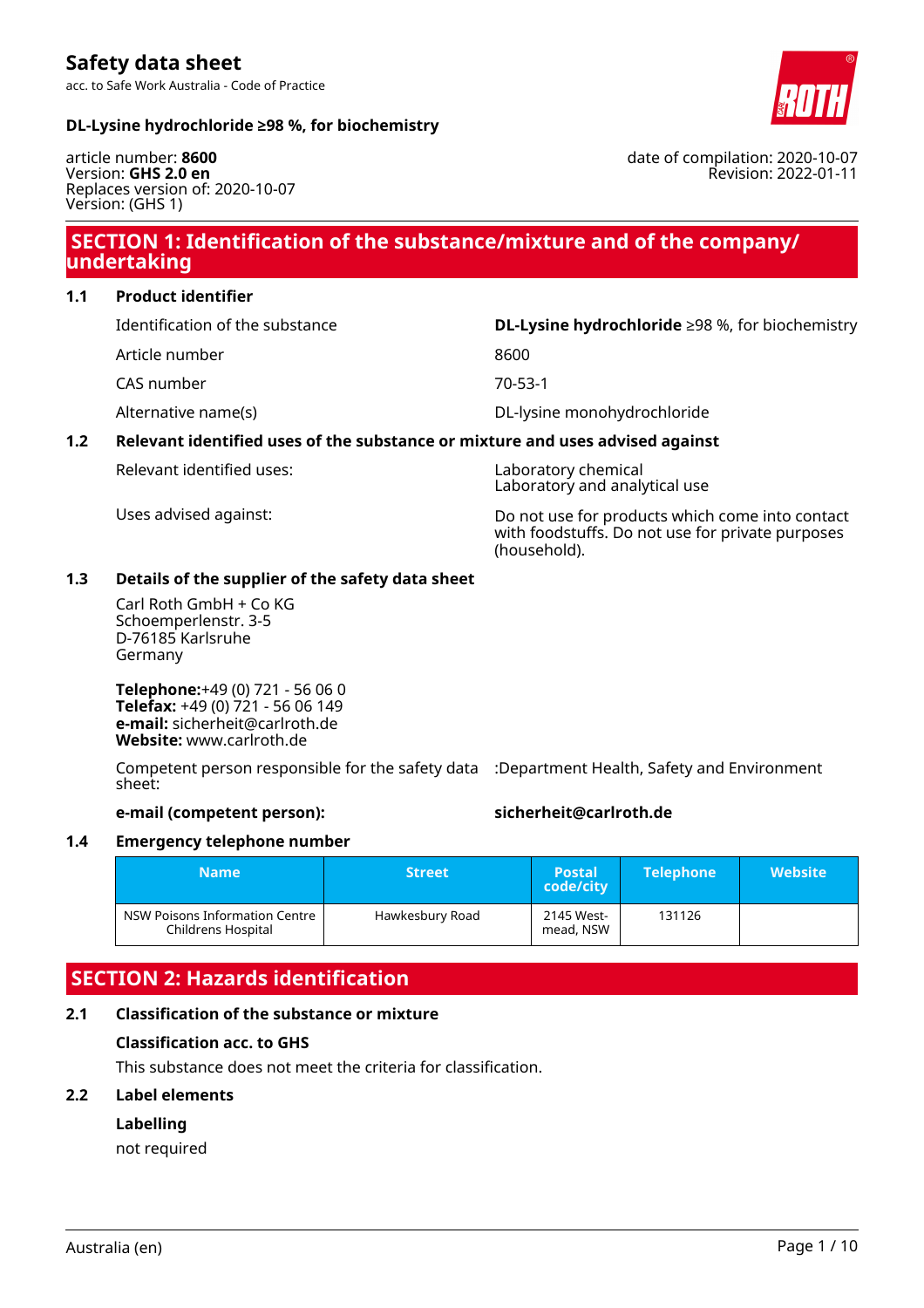# Safety data sheet

acc. to Safe Work Australia - Code of Practice

**DL-Lysine hydrochloride ≥98 %, for biochemistry**

article number: **8600**
Version: **GHS 2.0 en**
Replaces version of: 2020-10-07
Version: (GHS 1)

date of compilation: 2020-10-07
Revision: 2022-01-11

## SECTION 1: Identification of the substance/mixture and of the company/undertaking

### 1.1 Product identifier

| | |
|---|---|
| Identification of the substance | **DL-Lysine hydrochloride** ≥98 %, for biochemistry |
| Article number | 8600 |
| CAS number | 70-53-1 |
| Alternative name(s) | DL-lysine monohydrochloride |

### 1.2 Relevant identified uses of the substance or mixture and uses advised against

| | |
|---|---|
| Relevant identified uses: | Laboratory chemical<br>Laboratory and analytical use |
| Uses advised against: | Do not use for products which come into contact with foodstuffs. Do not use for private purposes (household). |

### 1.3 Details of the supplier of the safety data sheet

Carl Roth GmbH + Co KG
Schoemperlenstr. 3-5
D-76185 Karlsruhe
Germany

**Telephone:**+49 (0) 721 - 56 06 0
**Telefax:** +49 (0) 721 - 56 06 149
**e-mail:** sicherheit@carlroth.de
**Website:** www.carlroth.de

Competent person responsible for the safety data sheet: :Department Health, Safety and Environment

**e-mail (competent person):** **sicherheit@carlroth.de**

### 1.4 Emergency telephone number

| Name | Street | Postal code/city | Telephone | Website |
|---|---|---|---|---|
| NSW Poisons Information Centre Childrens Hospital | Hawkesbury Road | 2145 Westmead, NSW | 131126 | |

## SECTION 2: Hazards identification

### 2.1 Classification of the substance or mixture

**Classification acc. to GHS**

This substance does not meet the criteria for classification.

### 2.2 Label elements

**Labelling**

not required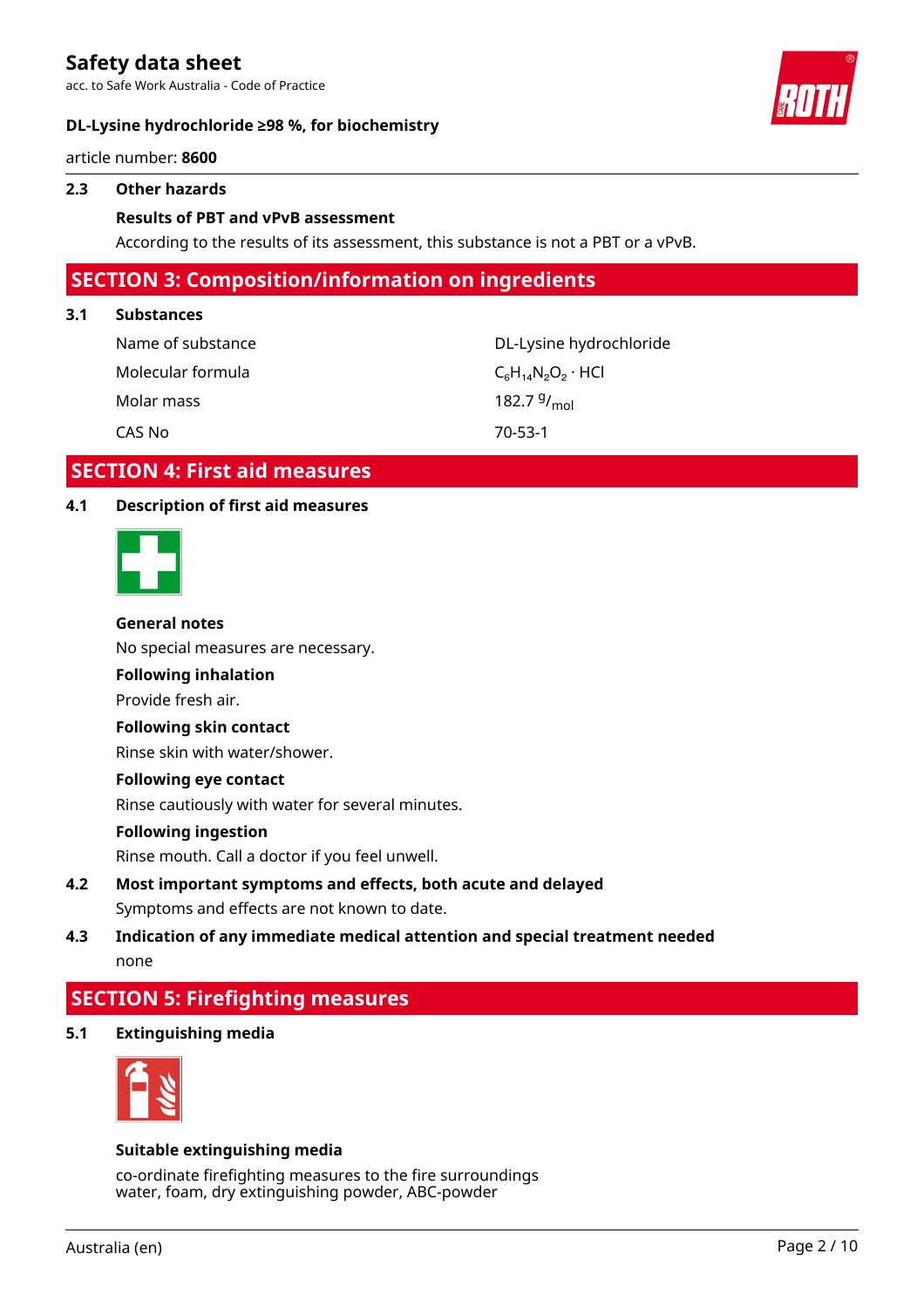### 2.3 Other hazards

**Results of PBT and vPvB assessment**

According to the results of its assessment, this substance is not a PBT or a vPvB.

## SECTION 3: Composition/information on ingredients

### 3.1 Substances

| | |
|---|---|
| Name of substance | DL-Lysine hydrochloride |
| Molecular formula | $C_6H_{14}N_2O_2 \cdot HCl$ |
| Molar mass | 182.7 $^{g}/_{mol}$ |
| CAS No | 70-53-1 |

## SECTION 4: First aid measures

### 4.1 Description of first aid measures

**General notes**

No special measures are necessary.

**Following inhalation**

Provide fresh air.

**Following skin contact**

Rinse skin with water/shower.

**Following eye contact**

Rinse cautiously with water for several minutes.

**Following ingestion**

Rinse mouth. Call a doctor if you feel unwell.

### 4.2 Most important symptoms and effects, both acute and delayed

Symptoms and effects are not known to date.

### 4.3 Indication of any immediate medical attention and special treatment needed

none

## SECTION 5: Firefighting measures

### 5.1 Extinguishing media

**Suitable extinguishing media**

co-ordinate firefighting measures to the fire surroundings
water, foam, dry extinguishing powder, ABC-powder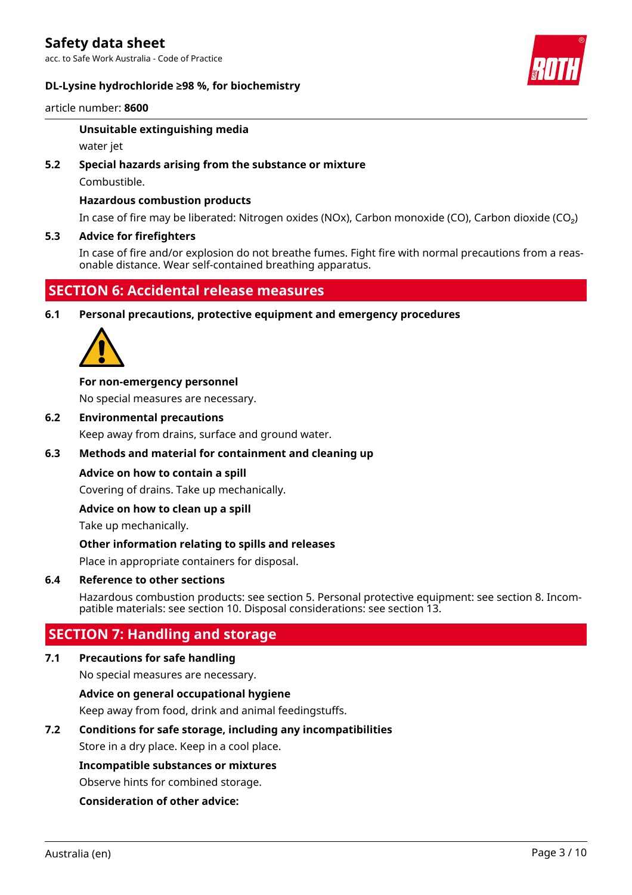**Unsuitable extinguishing media**

water jet

### 5.2 Special hazards arising from the substance or mixture

Combustible.

**Hazardous combustion products**

In case of fire may be liberated: Nitrogen oxides (NOx), Carbon monoxide (CO), Carbon dioxide ($CO_2$)

### 5.3 Advice for firefighters

In case of fire and/or explosion do not breathe fumes. Fight fire with normal precautions from a reasonable distance. Wear self-contained breathing apparatus.

## SECTION 6: Accidental release measures

### 6.1 Personal precautions, protective equipment and emergency procedures

**For non-emergency personnel**

No special measures are necessary.

### 6.2 Environmental precautions

Keep away from drains, surface and ground water.

### 6.3 Methods and material for containment and cleaning up

**Advice on how to contain a spill**

Covering of drains. Take up mechanically.

**Advice on how to clean up a spill**

Take up mechanically.

**Other information relating to spills and releases**

Place in appropriate containers for disposal.

### 6.4 Reference to other sections

Hazardous combustion products: see section 5. Personal protective equipment: see section 8. Incompatible materials: see section 10. Disposal considerations: see section 13.

## SECTION 7: Handling and storage

### 7.1 Precautions for safe handling

No special measures are necessary.

**Advice on general occupational hygiene**

Keep away from food, drink and animal feedingstuffs.

### 7.2 Conditions for safe storage, including any incompatibilities

Store in a dry place. Keep in a cool place.

**Incompatible substances or mixtures**

Observe hints for combined storage.

**Consideration of other advice:**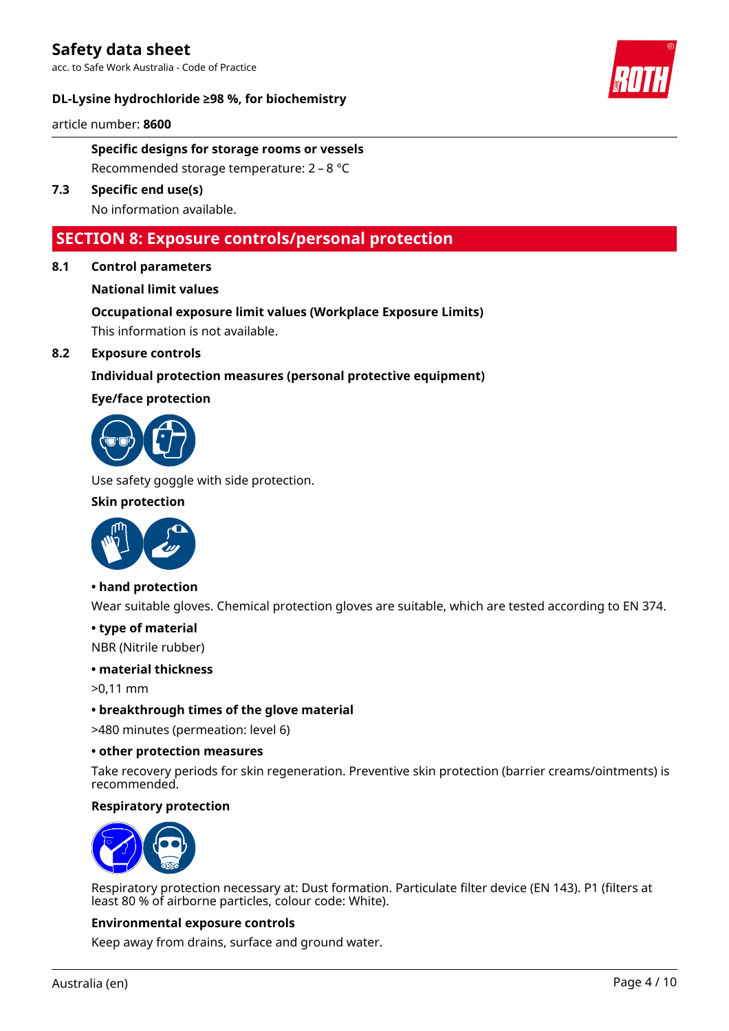**Specific designs for storage rooms or vessels**

Recommended storage temperature: 2 – 8 °C

**7.3 Specific end use(s)**

No information available.

## SECTION 8: Exposure controls/personal protection

**8.1 Control parameters**

**National limit values**

**Occupational exposure limit values (Workplace Exposure Limits)**

This information is not available.

**8.2 Exposure controls**

**Individual protection measures (personal protective equipment)**

**Eye/face protection**

Use safety goggle with side protection.

**Skin protection**

**• hand protection**

Wear suitable gloves. Chemical protection gloves are suitable, which are tested according to EN 374.

**• type of material**

NBR (Nitrile rubber)

**• material thickness**

>0,11 mm

**• breakthrough times of the glove material**

>480 minutes (permeation: level 6)

**• other protection measures**

Take recovery periods for skin regeneration. Preventive skin protection (barrier creams/ointments) is recommended.

**Respiratory protection**

Respiratory protection necessary at: Dust formation. Particulate filter device (EN 143). P1 (filters at least 80 % of airborne particles, colour code: White).

**Environmental exposure controls**

Keep away from drains, surface and ground water.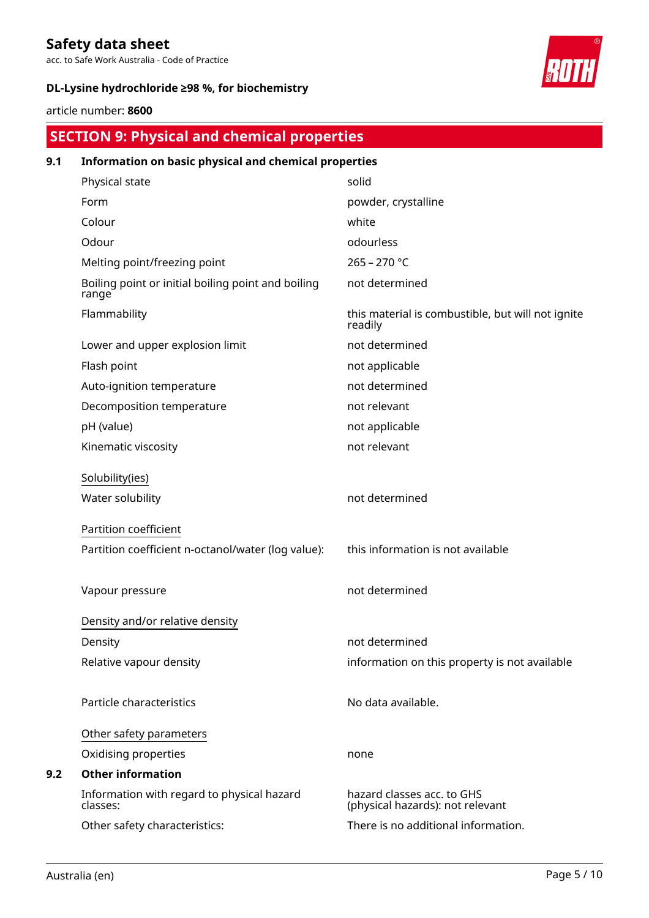## SECTION 9: Physical and chemical properties

### 9.1 Information on basic physical and chemical properties

| Property | Value |
|---|---|
| Physical state | solid |
| Form | powder, crystalline |
| Colour | white |
| Odour | odourless |
| Melting point/freezing point | 265 – 270 °C |
| Boiling point or initial boiling point and boiling range | not determined |
| Flammability | this material is combustible, but will not ignite readily |
| Lower and upper explosion limit | not determined |
| Flash point | not applicable |
| Auto-ignition temperature | not determined |
| Decomposition temperature | not relevant |
| pH (value) | not applicable |
| Kinematic viscosity | not relevant |

Solubility(ies)

| Property | Value |
|---|---|
| Water solubility | not determined |

Partition coefficient

| Property | Value |
|---|---|
| Partition coefficient n-octanol/water (log value): | this information is not available |
| Vapour pressure | not determined |

Density and/or relative density

| Property | Value |
|---|---|
| Density | not determined |
| Relative vapour density | information on this property is not available |
| Particle characteristics | No data available. |

Other safety parameters

| Property | Value |
|---|---|
| Oxidising properties | none |

### 9.2 Other information

| Property | Value |
|---|---|
| Information with regard to physical hazard classes: | hazard classes acc. to GHS (physical hazards): not relevant |
| Other safety characteristics: | There is no additional information. |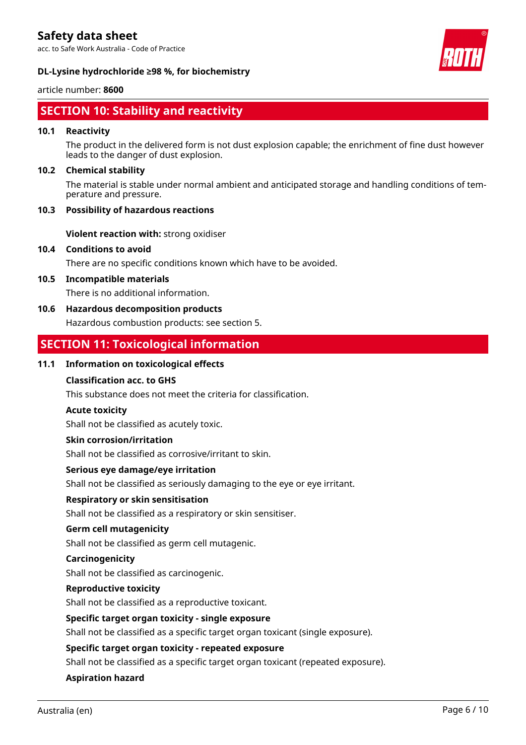## SECTION 10: Stability and reactivity

### 10.1 Reactivity

The product in the delivered form is not dust explosion capable; the enrichment of fine dust however leads to the danger of dust explosion.

### 10.2 Chemical stability

The material is stable under normal ambient and anticipated storage and handling conditions of temperature and pressure.

### 10.3 Possibility of hazardous reactions

**Violent reaction with:** strong oxidiser

### 10.4 Conditions to avoid

There are no specific conditions known which have to be avoided.

### 10.5 Incompatible materials

There is no additional information.

### 10.6 Hazardous decomposition products

Hazardous combustion products: see section 5.

## SECTION 11: Toxicological information

### 11.1 Information on toxicological effects

**Classification acc. to GHS**

This substance does not meet the criteria for classification.

**Acute toxicity**

Shall not be classified as acutely toxic.

**Skin corrosion/irritation**

Shall not be classified as corrosive/irritant to skin.

**Serious eye damage/eye irritation**

Shall not be classified as seriously damaging to the eye or eye irritant.

**Respiratory or skin sensitisation**

Shall not be classified as a respiratory or skin sensitiser.

**Germ cell mutagenicity**

Shall not be classified as germ cell mutagenic.

**Carcinogenicity**

Shall not be classified as carcinogenic.

**Reproductive toxicity**

Shall not be classified as a reproductive toxicant.

**Specific target organ toxicity - single exposure**

Shall not be classified as a specific target organ toxicant (single exposure).

**Specific target organ toxicity - repeated exposure**

Shall not be classified as a specific target organ toxicant (repeated exposure).

**Aspiration hazard**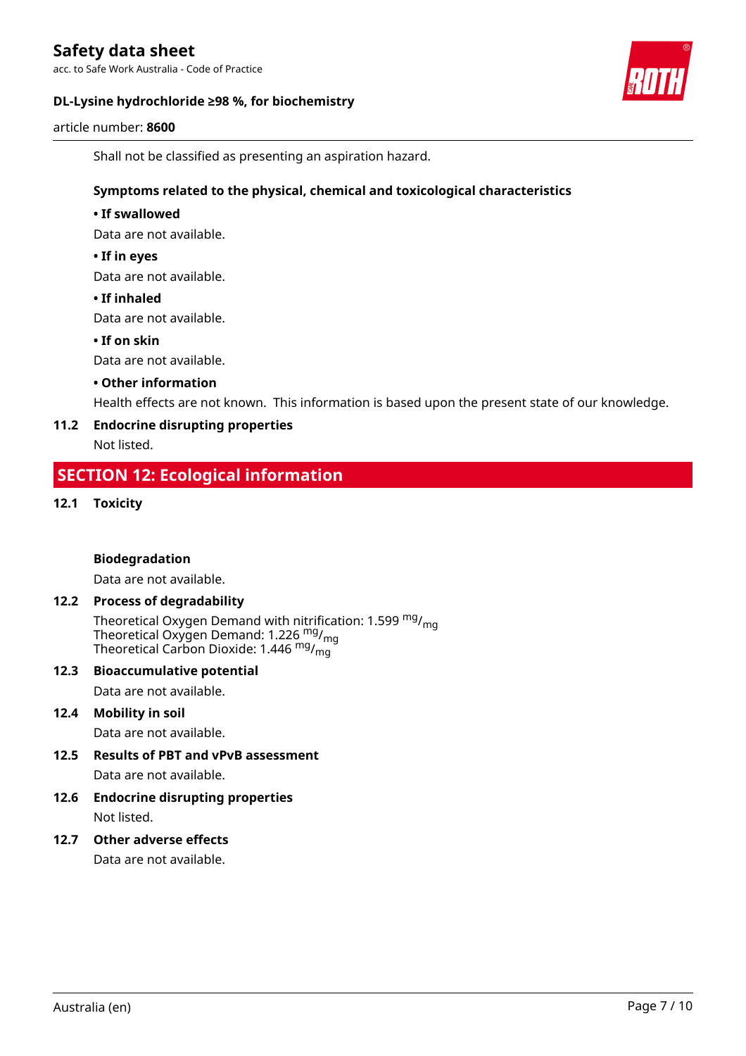Shall not be classified as presenting an aspiration hazard.

**Symptoms related to the physical, chemical and toxicological characteristics**

**• If swallowed**

Data are not available.

**• If in eyes**

Data are not available.

**• If inhaled**

Data are not available.

**• If on skin**

Data are not available.

**• Other information**

Health effects are not known. This information is based upon the present state of our knowledge.

**11.2 Endocrine disrupting properties**

Not listed.

## SECTION 12: Ecological information

**12.1 Toxicity**

**Biodegradation**

Data are not available.

**12.2 Process of degradability**

Theoretical Oxygen Demand with nitrification: 1.599 $^{mg}/_{mg}$
Theoretical Oxygen Demand: 1.226 $^{mg}/_{mg}$
Theoretical Carbon Dioxide: 1.446 $^{mg}/_{mg}$

**12.3 Bioaccumulative potential**

Data are not available.

**12.4 Mobility in soil**

Data are not available.

**12.5 Results of PBT and vPvB assessment**

Data are not available.

**12.6 Endocrine disrupting properties**

Not listed.

**12.7 Other adverse effects**

Data are not available.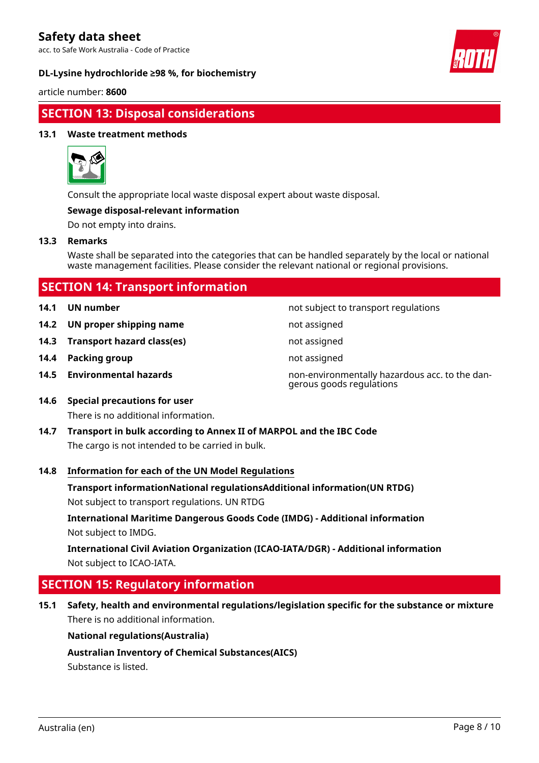## SECTION 13: Disposal considerations

### 13.1 Waste treatment methods

Consult the appropriate local waste disposal expert about waste disposal.

**Sewage disposal-relevant information**

Do not empty into drains.

### 13.3 Remarks

Waste shall be separated into the categories that can be handled separately by the local or national waste management facilities. Please consider the relevant national or regional provisions.

## SECTION 14: Transport information

| | | |
|---|---|---|
| **14.1** | **UN number** | not subject to transport regulations |
| **14.2** | **UN proper shipping name** | not assigned |
| **14.3** | **Transport hazard class(es)** | not assigned |
| **14.4** | **Packing group** | not assigned |
| **14.5** | **Environmental hazards** | non-environmentally hazardous acc. to the dangerous goods regulations |

### 14.6 Special precautions for user

There is no additional information.

### 14.7 Transport in bulk according to Annex II of MARPOL and the IBC Code

The cargo is not intended to be carried in bulk.

### 14.8 Information for each of the UN Model Regulations

**Transport informationNational regulationsAdditional information(UN RTDG)**

Not subject to transport regulations. UN RTDG

**International Maritime Dangerous Goods Code (IMDG) - Additional information**

Not subject to IMDG.

**International Civil Aviation Organization (ICAO-IATA/DGR) - Additional information**

Not subject to ICAO-IATA.

## SECTION 15: Regulatory information

### 15.1 Safety, health and environmental regulations/legislation specific for the substance or mixture

There is no additional information.

**National regulations(Australia)**

**Australian Inventory of Chemical Substances(AICS)**

Substance is listed.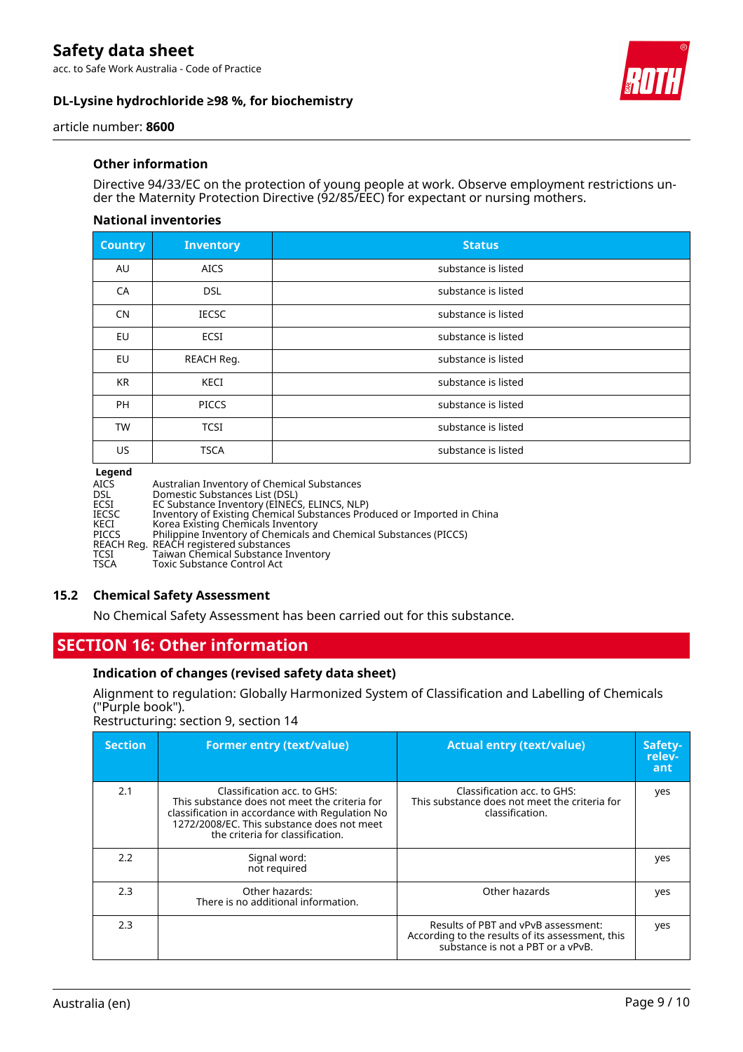### Other information

Directive 94/33/EC on the protection of young people at work. Observe employment restrictions under the Maternity Protection Directive (92/85/EEC) for expectant or nursing mothers.

#### National inventories

| Country | Inventory | Status |
|---|---|---|
| AU | AICS | substance is listed |
| CA | DSL | substance is listed |
| CN | IECSC | substance is listed |
| EU | ECSI | substance is listed |
| EU | REACH Reg. | substance is listed |
| KR | KECI | substance is listed |
| PH | PICCS | substance is listed |
| TW | TCSI | substance is listed |
| US | TSCA | substance is listed |

**Legend**

| | |
|---|---|
| AICS | Australian Inventory of Chemical Substances |
| DSL | Domestic Substances List (DSL) |
| ECSI | EC Substance Inventory (EINECS, ELINCS, NLP) |
| IECSC | Inventory of Existing Chemical Substances Produced or Imported in China |
| KECI | Korea Existing Chemicals Inventory |
| PICCS | Philippine Inventory of Chemicals and Chemical Substances (PICCS) |
| REACH Reg. | REACH registered substances |
| TCSI | Taiwan Chemical Substance Inventory |
| TSCA | Toxic Substance Control Act |

### 15.2 Chemical Safety Assessment

No Chemical Safety Assessment has been carried out for this substance.

## SECTION 16: Other information

### Indication of changes (revised safety data sheet)

Alignment to regulation: Globally Harmonized System of Classification and Labelling of Chemicals ("Purple book").

Restructuring: section 9, section 14

| Section | Former entry (text/value) | Actual entry (text/value) | Safety-relevant |
|---|---|---|---|
| 2.1 | Classification acc. to GHS: This substance does not meet the criteria for classification in accordance with Regulation No 1272/2008/EC. This substance does not meet the criteria for classification. | Classification acc. to GHS: This substance does not meet the criteria for classification. | yes |
| 2.2 | Signal word: not required | | yes |
| 2.3 | Other hazards: There is no additional information. | Other hazards | yes |
| 2.3 | | Results of PBT and vPvB assessment: According to the results of its assessment, this substance is not a PBT or a vPvB. | yes |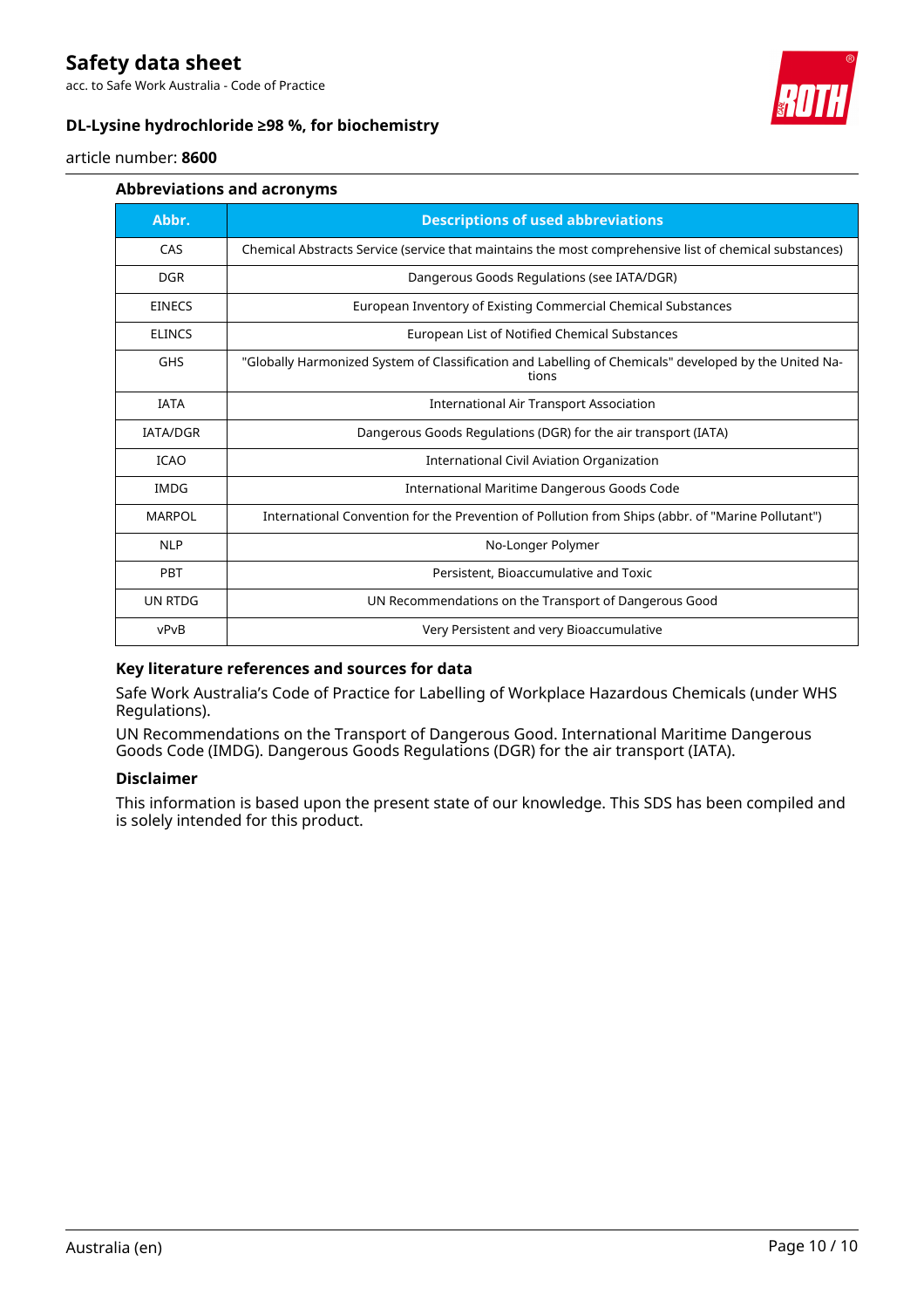### Abbreviations and acronyms

| Abbr. | Descriptions of used abbreviations |
|---|---|
| CAS | Chemical Abstracts Service (service that maintains the most comprehensive list of chemical substances) |
| DGR | Dangerous Goods Regulations (see IATA/DGR) |
| EINECS | European Inventory of Existing Commercial Chemical Substances |
| ELINCS | European List of Notified Chemical Substances |
| GHS | "Globally Harmonized System of Classification and Labelling of Chemicals" developed by the United Nations |
| IATA | International Air Transport Association |
| IATA/DGR | Dangerous Goods Regulations (DGR) for the air transport (IATA) |
| ICAO | International Civil Aviation Organization |
| IMDG | International Maritime Dangerous Goods Code |
| MARPOL | International Convention for the Prevention of Pollution from Ships (abbr. of "Marine Pollutant") |
| NLP | No-Longer Polymer |
| PBT | Persistent, Bioaccumulative and Toxic |
| UN RTDG | UN Recommendations on the Transport of Dangerous Good |
| vPvB | Very Persistent and very Bioaccumulative |

### Key literature references and sources for data

Safe Work Australia's Code of Practice for Labelling of Workplace Hazardous Chemicals (under WHS Regulations).

UN Recommendations on the Transport of Dangerous Good. International Maritime Dangerous Goods Code (IMDG). Dangerous Goods Regulations (DGR) for the air transport (IATA).

### Disclaimer

This information is based upon the present state of our knowledge. This SDS has been compiled and is solely intended for this product.